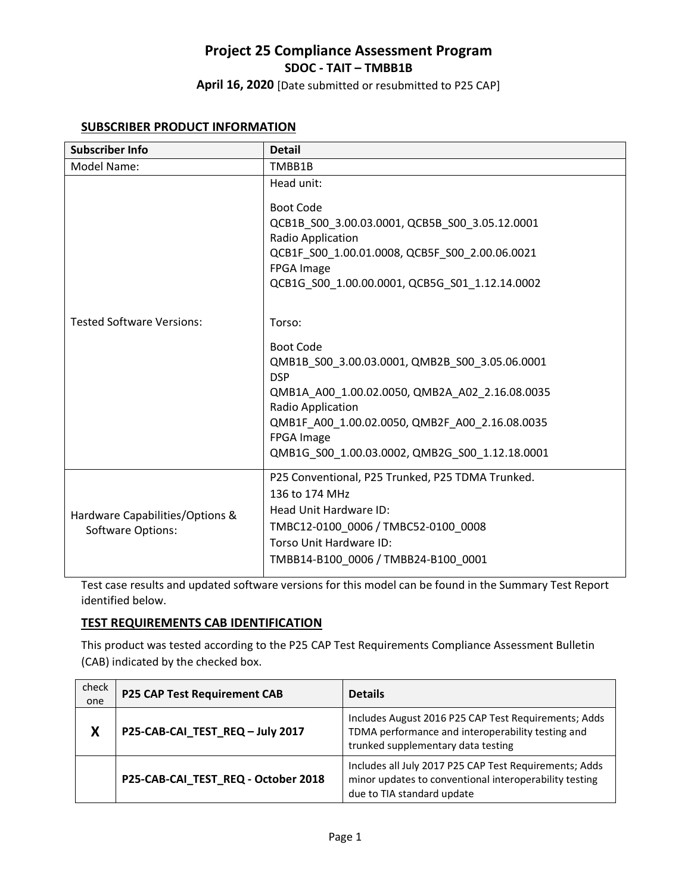# Project 25 Compliance Assessment Program

## SDOC - TAIT – TMBB1B

**April 16, 2020** [Date submitted or resubmitted to P25 CAP]

### SUBSCRIBER PRODUCT INFORMATION

| Subscriber Info | Detail |
|---|---|
| Model Name: | TMBB1B |
| Tested Software Versions: | Head unit:<br><br>Boot Code<br>QCB1B_S00_3.00.03.0001, QCB5B_S00_3.05.12.0001<br>Radio Application<br>QCB1F_S00_1.00.01.0008, QCB5F_S00_2.00.06.0021<br>FPGA Image<br>QCB1G_S00_1.00.00.0001, QCB5G_S01_1.12.14.0002<br><br>Torso:<br><br>Boot Code<br>QMB1B_S00_3.00.03.0001, QMB2B_S00_3.05.06.0001<br>DSP<br>QMB1A_A00_1.00.02.0050, QMB2A_A02_2.16.08.0035<br>Radio Application<br>QMB1F_A00_1.00.02.0050, QMB2F_A00_2.16.08.0035<br>FPGA Image<br>QMB1G_S00_1.00.03.0002, QMB2G_S00_1.12.18.0001 |
| Hardware Capabilities/Options & Software Options: | P25 Conventional, P25 Trunked, P25 TDMA Trunked.<br>136 to 174 MHz<br>Head Unit Hardware ID:<br>TMBC12-0100_0006 / TMBC52-0100_0008<br>Torso Unit Hardware ID:<br>TMBB14-B100_0006 / TMBB24-B100_0001 |

Test case results and updated software versions for this model can be found in the Summary Test Report identified below.

### TEST REQUIREMENTS CAB IDENTIFICATION

This product was tested according to the P25 CAP Test Requirements Compliance Assessment Bulletin (CAB) indicated by the checked box.

| check one | P25 CAP Test Requirement CAB | Details |
|---|---|---|
| **X** | **P25-CAB-CAI_TEST_REQ – July 2017** | Includes August 2016 P25 CAP Test Requirements; Adds TDMA performance and interoperability testing and trunked supplementary data testing |
| | **P25-CAB-CAI_TEST_REQ - October 2018** | Includes all July 2017 P25 CAP Test Requirements; Adds minor updates to conventional interoperability testing due to TIA standard update |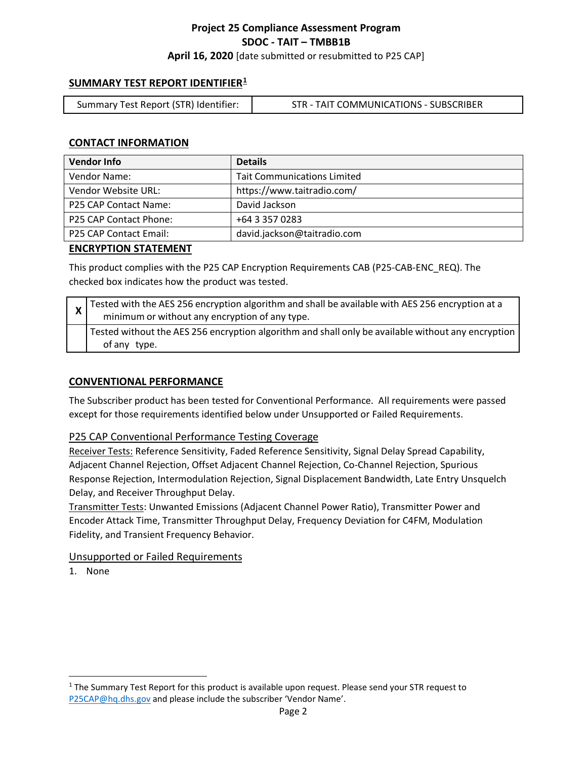# Project 25 Compliance Assessment Program
# SDOC - TAIT – TMBB1B
**April 16, 2020** [date submitted or resubmitted to P25 CAP]

## SUMMARY TEST REPORT IDENTIFIER[1]

| | |
|---|---|
| Summary Test Report (STR) Identifier: | STR - TAIT COMMUNICATIONS - SUBSCRIBER |

## CONTACT INFORMATION

| Vendor Info | Details |
|---|---|
| Vendor Name: | Tait Communications Limited |
| Vendor Website URL: | https://www.taitradio.com/ |
| P25 CAP Contact Name: | David Jackson |
| P25 CAP Contact Phone: | +64 3 357 0283 |
| P25 CAP Contact Email: | david.jackson@taitradio.com |

## ENCRYPTION STATEMENT

This product complies with the P25 CAP Encryption Requirements CAB (P25-CAB-ENC_REQ). The checked box indicates how the product was tested.

| | |
|---|---|
| X | Tested with the AES 256 encryption algorithm and shall be available with AES 256 encryption at a minimum or without any encryption of any type. |
| | Tested without the AES 256 encryption algorithm and shall only be available without any encryption of any type. |

## CONVENTIONAL PERFORMANCE

The Subscriber product has been tested for Conventional Performance. All requirements were passed except for those requirements identified below under Unsupported or Failed Requirements.

### P25 CAP Conventional Performance Testing Coverage

Receiver Tests: Reference Sensitivity, Faded Reference Sensitivity, Signal Delay Spread Capability, Adjacent Channel Rejection, Offset Adjacent Channel Rejection, Co-Channel Rejection, Spurious Response Rejection, Intermodulation Rejection, Signal Displacement Bandwidth, Late Entry Unsquelch Delay, and Receiver Throughput Delay.

Transmitter Tests: Unwanted Emissions (Adjacent Channel Power Ratio), Transmitter Power and Encoder Attack Time, Transmitter Throughput Delay, Frequency Deviation for C4FM, Modulation Fidelity, and Transient Frequency Behavior.

### Unsupported or Failed Requirements

1. None

[1] The Summary Test Report for this product is available upon request. Please send your STR request to P25CAP@hq.dhs.gov and please include the subscriber 'Vendor Name'.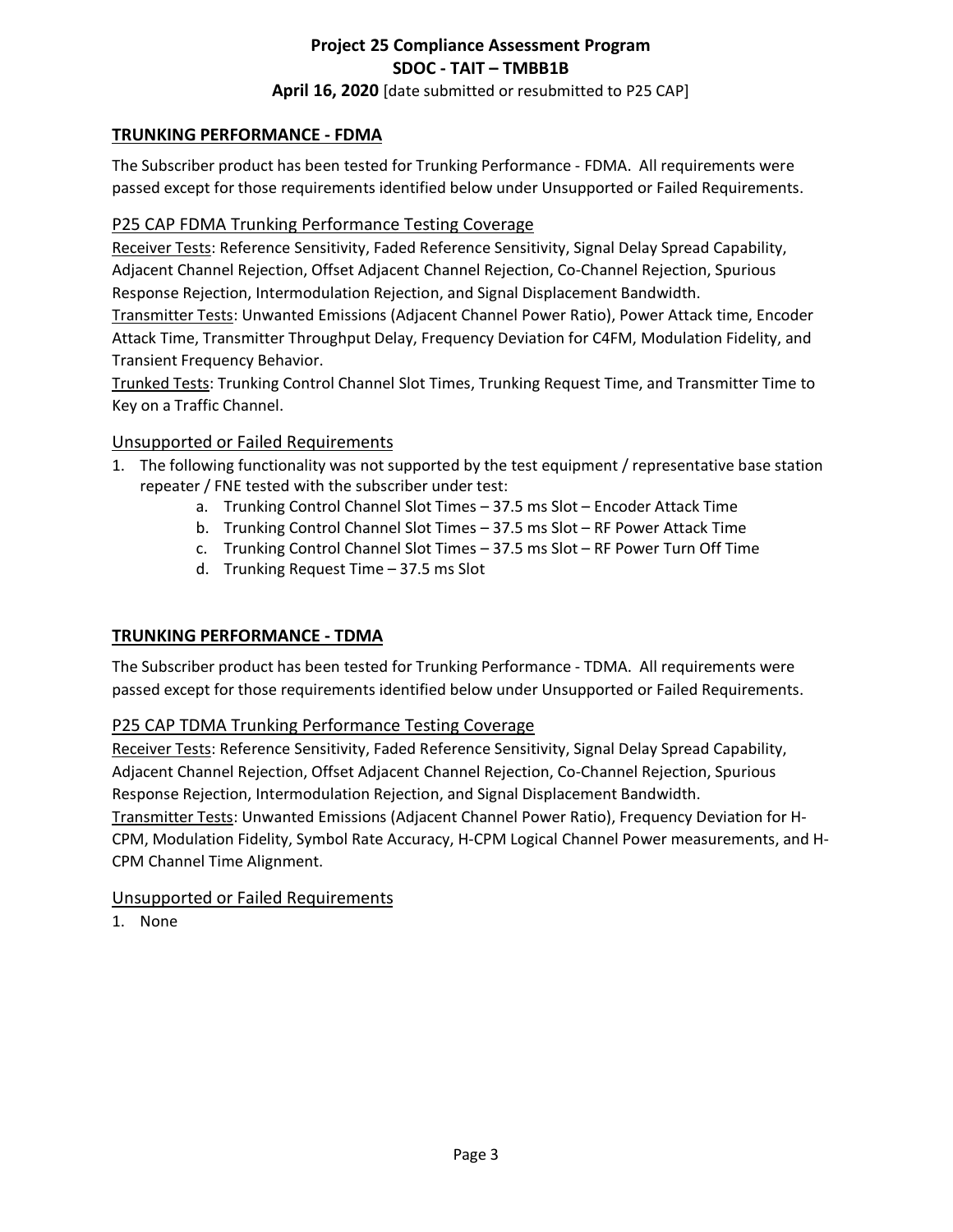## TRUNKING PERFORMANCE - FDMA

The Subscriber product has been tested for Trunking Performance - FDMA. All requirements were passed except for those requirements identified below under Unsupported or Failed Requirements.

### P25 CAP FDMA Trunking Performance Testing Coverage

Receiver Tests: Reference Sensitivity, Faded Reference Sensitivity, Signal Delay Spread Capability, Adjacent Channel Rejection, Offset Adjacent Channel Rejection, Co-Channel Rejection, Spurious Response Rejection, Intermodulation Rejection, and Signal Displacement Bandwidth.

Transmitter Tests: Unwanted Emissions (Adjacent Channel Power Ratio), Power Attack time, Encoder Attack Time, Transmitter Throughput Delay, Frequency Deviation for C4FM, Modulation Fidelity, and Transient Frequency Behavior.

Trunked Tests: Trunking Control Channel Slot Times, Trunking Request Time, and Transmitter Time to Key on a Traffic Channel.

### Unsupported or Failed Requirements

1. The following functionality was not supported by the test equipment / representative base station repeater / FNE tested with the subscriber under test:
   a. Trunking Control Channel Slot Times – 37.5 ms Slot – Encoder Attack Time
   b. Trunking Control Channel Slot Times – 37.5 ms Slot – RF Power Attack Time
   c. Trunking Control Channel Slot Times – 37.5 ms Slot – RF Power Turn Off Time
   d. Trunking Request Time – 37.5 ms Slot

## TRUNKING PERFORMANCE - TDMA

The Subscriber product has been tested for Trunking Performance - TDMA. All requirements were passed except for those requirements identified below under Unsupported or Failed Requirements.

### P25 CAP TDMA Trunking Performance Testing Coverage

Receiver Tests: Reference Sensitivity, Faded Reference Sensitivity, Signal Delay Spread Capability, Adjacent Channel Rejection, Offset Adjacent Channel Rejection, Co-Channel Rejection, Spurious Response Rejection, Intermodulation Rejection, and Signal Displacement Bandwidth.

Transmitter Tests: Unwanted Emissions (Adjacent Channel Power Ratio), Frequency Deviation for H-CPM, Modulation Fidelity, Symbol Rate Accuracy, H-CPM Logical Channel Power measurements, and H-CPM Channel Time Alignment.

### Unsupported or Failed Requirements

1. None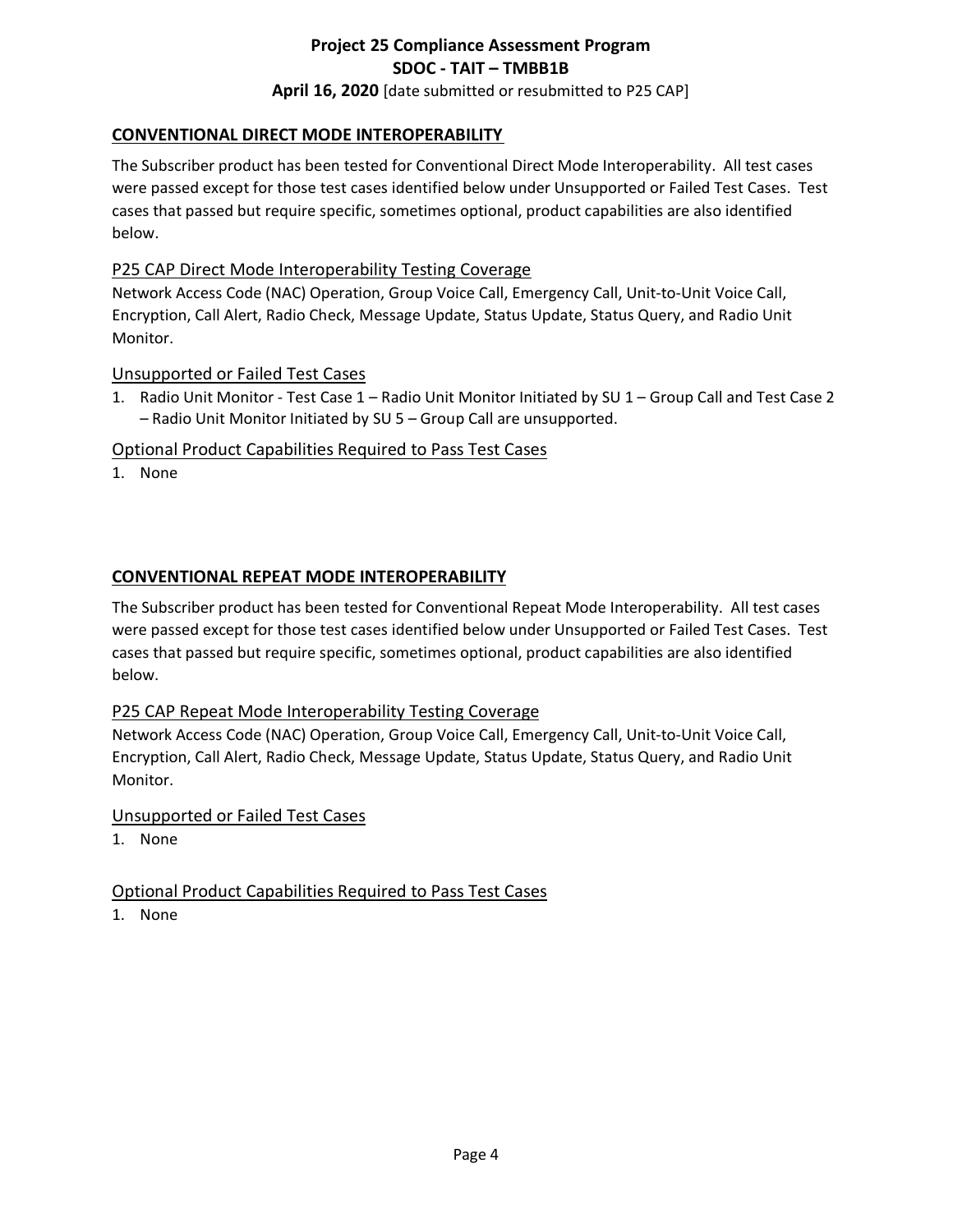## CONVENTIONAL DIRECT MODE INTEROPERABILITY

The Subscriber product has been tested for Conventional Direct Mode Interoperability. All test cases were passed except for those test cases identified below under Unsupported or Failed Test Cases. Test cases that passed but require specific, sometimes optional, product capabilities are also identified below.

### P25 CAP Direct Mode Interoperability Testing Coverage

Network Access Code (NAC) Operation, Group Voice Call, Emergency Call, Unit-to-Unit Voice Call, Encryption, Call Alert, Radio Check, Message Update, Status Update, Status Query, and Radio Unit Monitor.

### Unsupported or Failed Test Cases

1. Radio Unit Monitor - Test Case 1 – Radio Unit Monitor Initiated by SU 1 – Group Call and Test Case 2 – Radio Unit Monitor Initiated by SU 5 – Group Call are unsupported.

### Optional Product Capabilities Required to Pass Test Cases

1. None

## CONVENTIONAL REPEAT MODE INTEROPERABILITY

The Subscriber product has been tested for Conventional Repeat Mode Interoperability. All test cases were passed except for those test cases identified below under Unsupported or Failed Test Cases. Test cases that passed but require specific, sometimes optional, product capabilities are also identified below.

### P25 CAP Repeat Mode Interoperability Testing Coverage

Network Access Code (NAC) Operation, Group Voice Call, Emergency Call, Unit-to-Unit Voice Call, Encryption, Call Alert, Radio Check, Message Update, Status Update, Status Query, and Radio Unit Monitor.

### Unsupported or Failed Test Cases

1. None

### Optional Product Capabilities Required to Pass Test Cases

1. None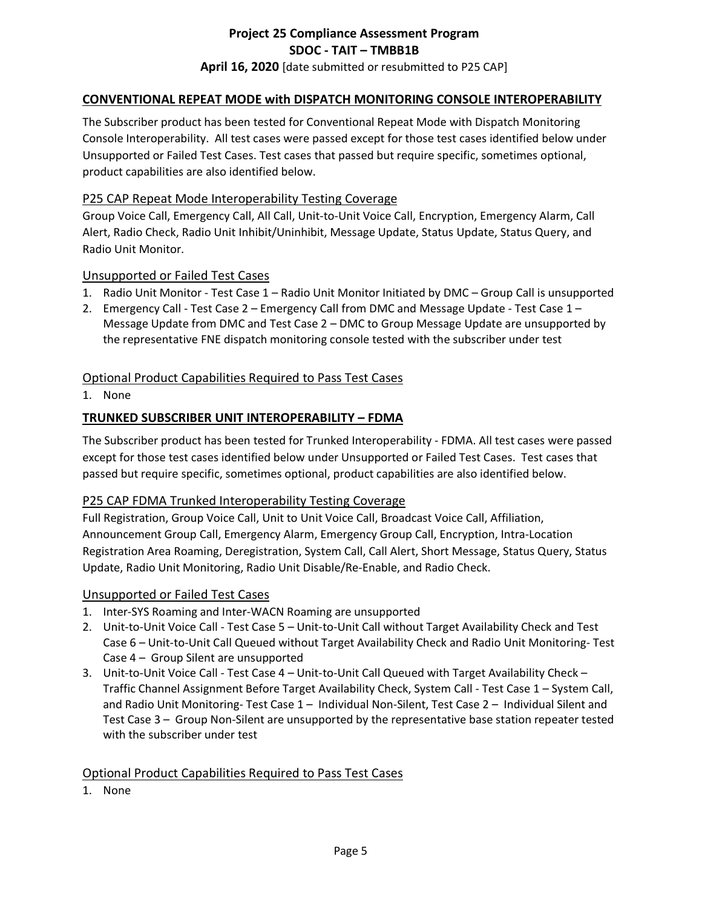## CONVENTIONAL REPEAT MODE with DISPATCH MONITORING CONSOLE INTEROPERABILITY

The Subscriber product has been tested for Conventional Repeat Mode with Dispatch Monitoring Console Interoperability. All test cases were passed except for those test cases identified below under Unsupported or Failed Test Cases. Test cases that passed but require specific, sometimes optional, product capabilities are also identified below.

### P25 CAP Repeat Mode Interoperability Testing Coverage

Group Voice Call, Emergency Call, All Call, Unit-to-Unit Voice Call, Encryption, Emergency Alarm, Call Alert, Radio Check, Radio Unit Inhibit/Uninhibit, Message Update, Status Update, Status Query, and Radio Unit Monitor.

### Unsupported or Failed Test Cases

1. Radio Unit Monitor - Test Case 1 – Radio Unit Monitor Initiated by DMC – Group Call is unsupported
2. Emergency Call - Test Case 2 – Emergency Call from DMC and Message Update - Test Case 1 – Message Update from DMC and Test Case 2 – DMC to Group Message Update are unsupported by the representative FNE dispatch monitoring console tested with the subscriber under test

### Optional Product Capabilities Required to Pass Test Cases

1. None

## TRUNKED SUBSCRIBER UNIT INTEROPERABILITY – FDMA

The Subscriber product has been tested for Trunked Interoperability - FDMA. All test cases were passed except for those test cases identified below under Unsupported or Failed Test Cases. Test cases that passed but require specific, sometimes optional, product capabilities are also identified below.

### P25 CAP FDMA Trunked Interoperability Testing Coverage

Full Registration, Group Voice Call, Unit to Unit Voice Call, Broadcast Voice Call, Affiliation, Announcement Group Call, Emergency Alarm, Emergency Group Call, Encryption, Intra-Location Registration Area Roaming, Deregistration, System Call, Call Alert, Short Message, Status Query, Status Update, Radio Unit Monitoring, Radio Unit Disable/Re-Enable, and Radio Check.

### Unsupported or Failed Test Cases

1. Inter-SYS Roaming and Inter-WACN Roaming are unsupported
2. Unit-to-Unit Voice Call - Test Case 5 – Unit-to-Unit Call without Target Availability Check and Test Case 6 – Unit-to-Unit Call Queued without Target Availability Check and Radio Unit Monitoring- Test Case 4 – Group Silent are unsupported
3. Unit-to-Unit Voice Call - Test Case 4 – Unit-to-Unit Call Queued with Target Availability Check – Traffic Channel Assignment Before Target Availability Check, System Call - Test Case 1 – System Call, and Radio Unit Monitoring- Test Case 1 – Individual Non-Silent, Test Case 2 – Individual Silent and Test Case 3 – Group Non-Silent are unsupported by the representative base station repeater tested with the subscriber under test

### Optional Product Capabilities Required to Pass Test Cases

1. None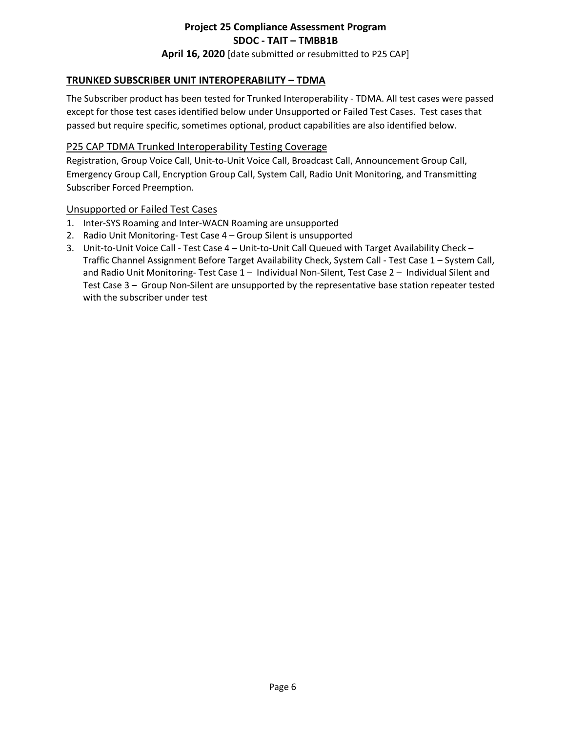## TRUNKED SUBSCRIBER UNIT INTEROPERABILITY – TDMA

The Subscriber product has been tested for Trunked Interoperability - TDMA. All test cases were passed except for those test cases identified below under Unsupported or Failed Test Cases. Test cases that passed but require specific, sometimes optional, product capabilities are also identified below.

### P25 CAP TDMA Trunked Interoperability Testing Coverage

Registration, Group Voice Call, Unit-to-Unit Voice Call, Broadcast Call, Announcement Group Call, Emergency Group Call, Encryption Group Call, System Call, Radio Unit Monitoring, and Transmitting Subscriber Forced Preemption.

### Unsupported or Failed Test Cases

1. Inter-SYS Roaming and Inter-WACN Roaming are unsupported
2. Radio Unit Monitoring- Test Case 4 – Group Silent is unsupported
3. Unit-to-Unit Voice Call - Test Case 4 – Unit-to-Unit Call Queued with Target Availability Check – Traffic Channel Assignment Before Target Availability Check, System Call - Test Case 1 – System Call, and Radio Unit Monitoring- Test Case 1 – Individual Non-Silent, Test Case 2 – Individual Silent and Test Case 3 – Group Non-Silent are unsupported by the representative base station repeater tested with the subscriber under test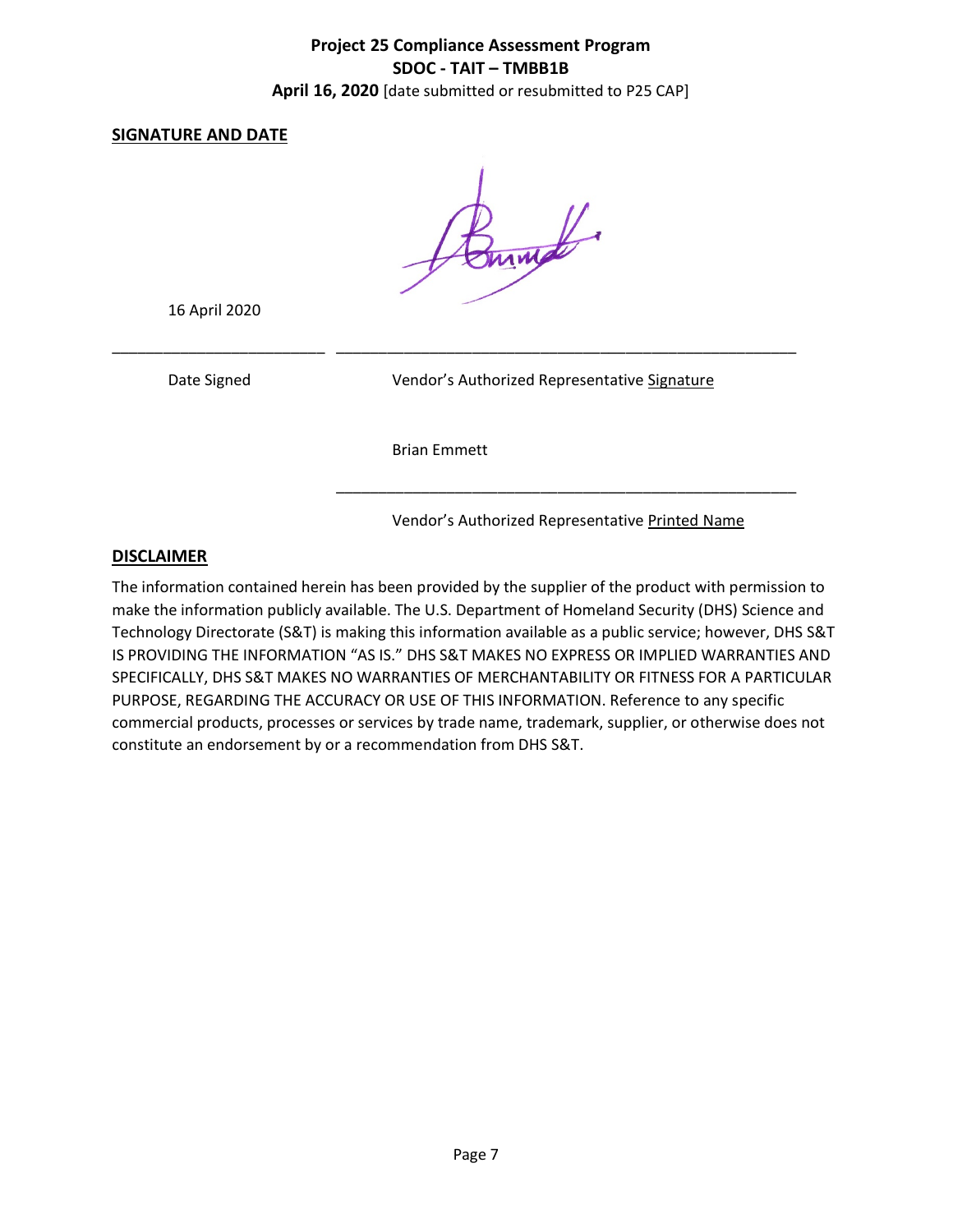**Project 25 Compliance Assessment Program**
**SDOC - TAIT – TMBB1B**
**April 16, 2020** [date submitted or resubmitted to P25 CAP]

## SIGNATURE AND DATE

16 April 2020

\_\_\_\_\_\_\_\_\_\_\_\_\_\_\_\_\_\_\_\_\_\_\_\_\_\_\_ \_\_\_\_\_\_\_\_\_\_\_\_\_\_\_\_\_\_\_\_\_\_\_\_\_\_\_\_\_\_\_\_\_\_\_\_\_\_\_\_\_\_\_\_\_\_\_\_\_\_\_\_\_\_\_\_\_\_\_\_

Date Signed Vendor's Authorized Representative Signature

Brian Emmett

\_\_\_\_\_\_\_\_\_\_\_\_\_\_\_\_\_\_\_\_\_\_\_\_\_\_\_\_\_\_\_\_\_\_\_\_\_\_\_\_\_\_\_\_\_\_\_\_\_\_\_\_\_\_\_\_\_\_\_\_

Vendor's Authorized Representative Printed Name

## DISCLAIMER

The information contained herein has been provided by the supplier of the product with permission to make the information publicly available. The U.S. Department of Homeland Security (DHS) Science and Technology Directorate (S&T) is making this information available as a public service; however, DHS S&T IS PROVIDING THE INFORMATION "AS IS." DHS S&T MAKES NO EXPRESS OR IMPLIED WARRANTIES AND SPECIFICALLY, DHS S&T MAKES NO WARRANTIES OF MERCHANTABILITY OR FITNESS FOR A PARTICULAR PURPOSE, REGARDING THE ACCURACY OR USE OF THIS INFORMATION. Reference to any specific commercial products, processes or services by trade name, trademark, supplier, or otherwise does not constitute an endorsement by or a recommendation from DHS S&T.